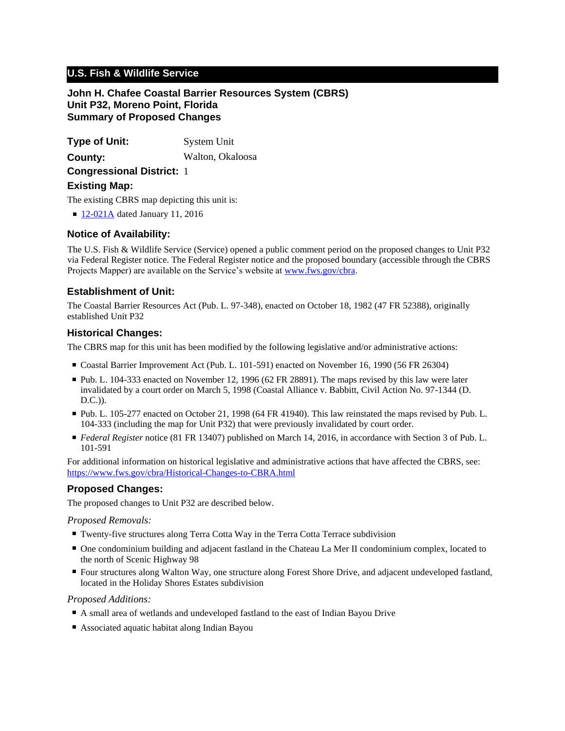## U.S. Fish & Wildlife Service

# John H. Chafee Coastal Barrier Resources System (CBRS)
# Unit P32, Moreno Point, Florida
# Summary of Proposed Changes

**Type of Unit:** System Unit

**County:** Walton, Okaloosa

**Congressional District:** 1

### Existing Map:

The existing CBRS map depicting this unit is:

- [12-021A] dated January 11, 2016

### Notice of Availability:

The U.S. Fish & Wildlife Service (Service) opened a public comment period on the proposed changes to Unit P32 via Federal Register notice. The Federal Register notice and the proposed boundary (accessible through the CBRS Projects Mapper) are available on the Service's website at www.fws.gov/cbra.

### Establishment of Unit:

The Coastal Barrier Resources Act (Pub. L. 97-348), enacted on October 18, 1982 (47 FR 52388), originally established Unit P32

### Historical Changes:

The CBRS map for this unit has been modified by the following legislative and/or administrative actions:

- Coastal Barrier Improvement Act (Pub. L. 101-591) enacted on November 16, 1990 (56 FR 26304)
- Pub. L. 104-333 enacted on November 12, 1996 (62 FR 28891). The maps revised by this law were later invalidated by a court order on March 5, 1998 (Coastal Alliance v. Babbitt, Civil Action No. 97-1344 (D. D.C.)).
- Pub. L. 105-277 enacted on October 21, 1998 (64 FR 41940). This law reinstated the maps revised by Pub. L. 104-333 (including the map for Unit P32) that were previously invalidated by court order.
- *Federal Register* notice (81 FR 13407) published on March 14, 2016, in accordance with Section 3 of Pub. L. 101-591

For additional information on historical legislative and administrative actions that have affected the CBRS, see: https://www.fws.gov/cbra/Historical-Changes-to-CBRA.html

### Proposed Changes:

The proposed changes to Unit P32 are described below.

*Proposed Removals:*

- Twenty-five structures along Terra Cotta Way in the Terra Cotta Terrace subdivision
- One condominium building and adjacent fastland in the Chateau La Mer II condominium complex, located to the north of Scenic Highway 98
- Four structures along Walton Way, one structure along Forest Shore Drive, and adjacent undeveloped fastland, located in the Holiday Shores Estates subdivision

*Proposed Additions:*

- A small area of wetlands and undeveloped fastland to the east of Indian Bayou Drive
- Associated aquatic habitat along Indian Bayou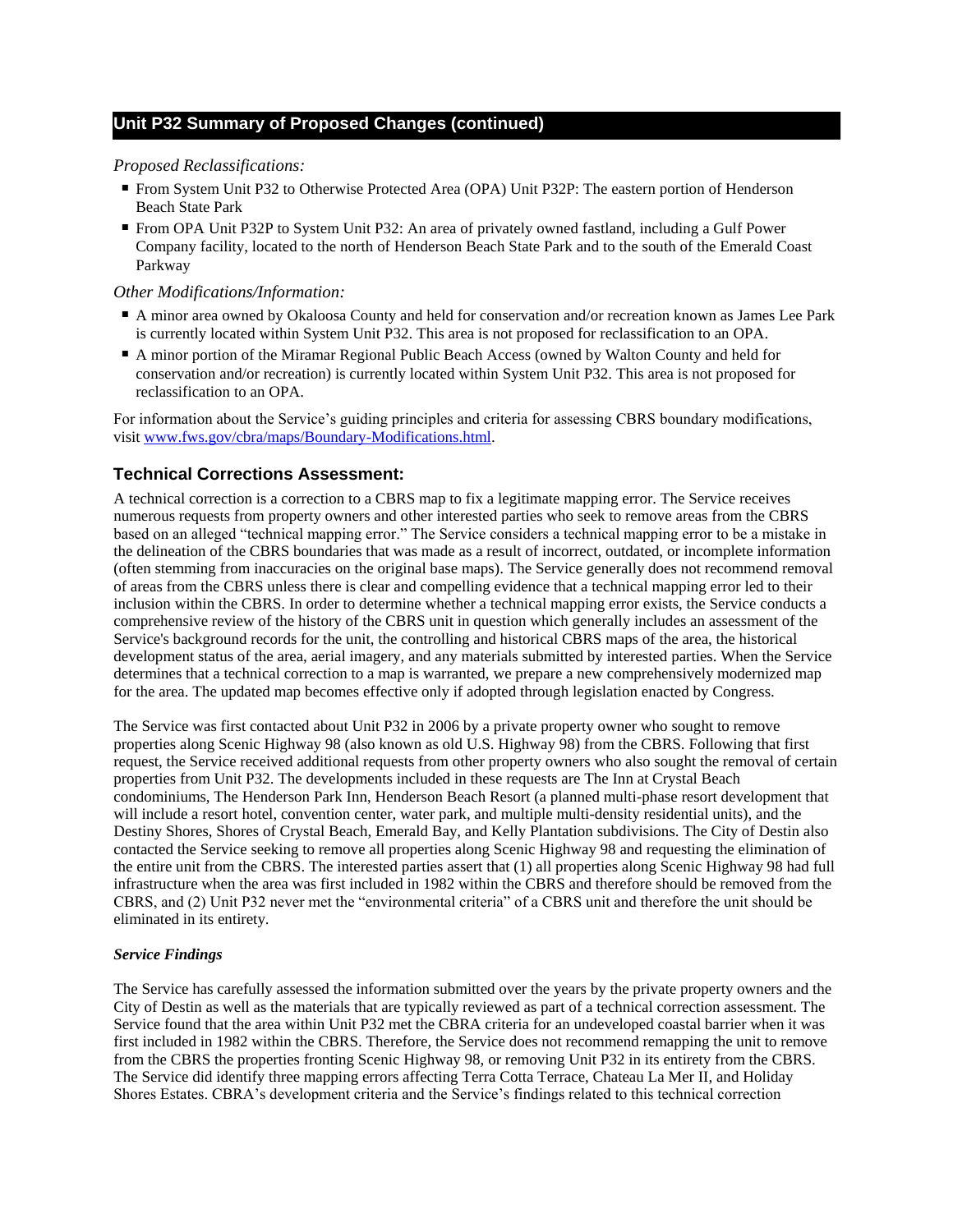## Unit P32 Summary of Proposed Changes (continued)

*Proposed Reclassifications:*

- From System Unit P32 to Otherwise Protected Area (OPA) Unit P32P: The eastern portion of Henderson Beach State Park
- From OPA Unit P32P to System Unit P32: An area of privately owned fastland, including a Gulf Power Company facility, located to the north of Henderson Beach State Park and to the south of the Emerald Coast Parkway

*Other Modifications/Information:*

- A minor area owned by Okaloosa County and held for conservation and/or recreation known as James Lee Park is currently located within System Unit P32. This area is not proposed for reclassification to an OPA.
- A minor portion of the Miramar Regional Public Beach Access (owned by Walton County and held for conservation and/or recreation) is currently located within System Unit P32. This area is not proposed for reclassification to an OPA.

For information about the Service's guiding principles and criteria for assessing CBRS boundary modifications, visit [www.fws.gov/cbra/maps/Boundary-Modifications.html](www.fws.gov/cbra/maps/Boundary-Modifications.html).

## Technical Corrections Assessment:

A technical correction is a correction to a CBRS map to fix a legitimate mapping error. The Service receives numerous requests from property owners and other interested parties who seek to remove areas from the CBRS based on an alleged "technical mapping error." The Service considers a technical mapping error to be a mistake in the delineation of the CBRS boundaries that was made as a result of incorrect, outdated, or incomplete information (often stemming from inaccuracies on the original base maps). The Service generally does not recommend removal of areas from the CBRS unless there is clear and compelling evidence that a technical mapping error led to their inclusion within the CBRS. In order to determine whether a technical mapping error exists, the Service conducts a comprehensive review of the history of the CBRS unit in question which generally includes an assessment of the Service's background records for the unit, the controlling and historical CBRS maps of the area, the historical development status of the area, aerial imagery, and any materials submitted by interested parties. When the Service determines that a technical correction to a map is warranted, we prepare a new comprehensively modernized map for the area. The updated map becomes effective only if adopted through legislation enacted by Congress.

The Service was first contacted about Unit P32 in 2006 by a private property owner who sought to remove properties along Scenic Highway 98 (also known as old U.S. Highway 98) from the CBRS. Following that first request, the Service received additional requests from other property owners who also sought the removal of certain properties from Unit P32. The developments included in these requests are The Inn at Crystal Beach condominiums, The Henderson Park Inn, Henderson Beach Resort (a planned multi-phase resort development that will include a resort hotel, convention center, water park, and multiple multi-density residential units), and the Destiny Shores, Shores of Crystal Beach, Emerald Bay, and Kelly Plantation subdivisions. The City of Destin also contacted the Service seeking to remove all properties along Scenic Highway 98 and requesting the elimination of the entire unit from the CBRS. The interested parties assert that (1) all properties along Scenic Highway 98 had full infrastructure when the area was first included in 1982 within the CBRS and therefore should be removed from the CBRS, and (2) Unit P32 never met the "environmental criteria" of a CBRS unit and therefore the unit should be eliminated in its entirety.

***Service Findings***

The Service has carefully assessed the information submitted over the years by the private property owners and the City of Destin as well as the materials that are typically reviewed as part of a technical correction assessment. The Service found that the area within Unit P32 met the CBRA criteria for an undeveloped coastal barrier when it was first included in 1982 within the CBRS. Therefore, the Service does not recommend remapping the unit to remove from the CBRS the properties fronting Scenic Highway 98, or removing Unit P32 in its entirety from the CBRS. The Service did identify three mapping errors affecting Terra Cotta Terrace, Chateau La Mer II, and Holiday Shores Estates. CBRA's development criteria and the Service's findings related to this technical correction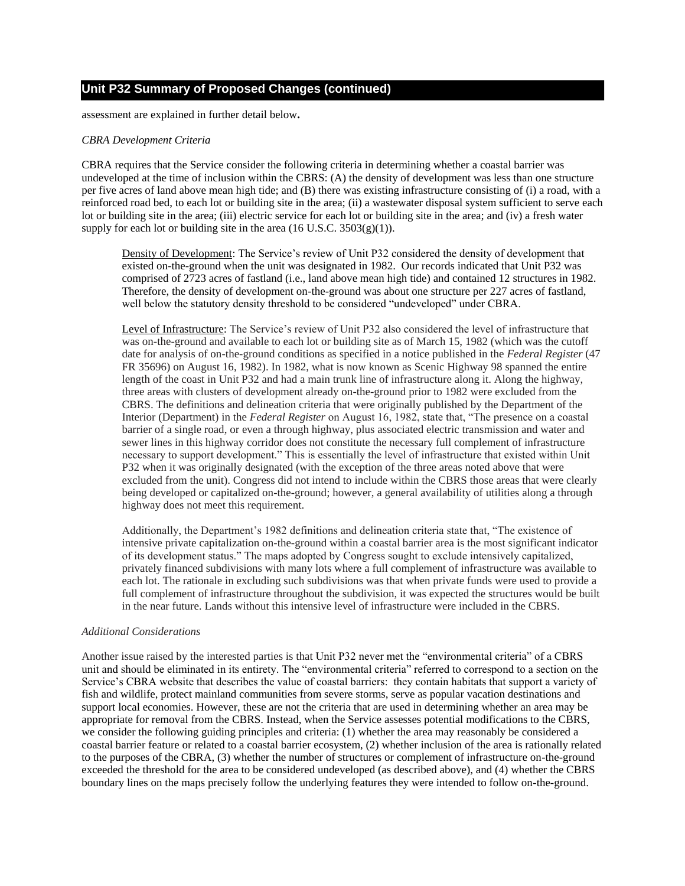## Unit P32 Summary of Proposed Changes (continued)

assessment are explained in further detail below**.**

*CBRA Development Criteria*

CBRA requires that the Service consider the following criteria in determining whether a coastal barrier was undeveloped at the time of inclusion within the CBRS: (A) the density of development was less than one structure per five acres of land above mean high tide; and (B) there was existing infrastructure consisting of (i) a road, with a reinforced road bed, to each lot or building site in the area; (ii) a wastewater disposal system sufficient to serve each lot or building site in the area; (iii) electric service for each lot or building site in the area; and (iv) a fresh water supply for each lot or building site in the area (16 U.S.C. 3503(g)(1)).

> Density of Development: The Service's review of Unit P32 considered the density of development that existed on-the-ground when the unit was designated in 1982. Our records indicated that Unit P32 was comprised of 2723 acres of fastland (i.e., land above mean high tide) and contained 12 structures in 1982. Therefore, the density of development on-the-ground was about one structure per 227 acres of fastland, well below the statutory density threshold to be considered "undeveloped" under CBRA.
>
> Level of Infrastructure: The Service's review of Unit P32 also considered the level of infrastructure that was on-the-ground and available to each lot or building site as of March 15, 1982 (which was the cutoff date for analysis of on-the-ground conditions as specified in a notice published in the *Federal Register* (47 FR 35696) on August 16, 1982). In 1982, what is now known as Scenic Highway 98 spanned the entire length of the coast in Unit P32 and had a main trunk line of infrastructure along it. Along the highway, three areas with clusters of development already on-the-ground prior to 1982 were excluded from the CBRS. The definitions and delineation criteria that were originally published by the Department of the Interior (Department) in the *Federal Register* on August 16, 1982, state that, "The presence on a coastal barrier of a single road, or even a through highway, plus associated electric transmission and water and sewer lines in this highway corridor does not constitute the necessary full complement of infrastructure necessary to support development." This is essentially the level of infrastructure that existed within Unit P32 when it was originally designated (with the exception of the three areas noted above that were excluded from the unit). Congress did not intend to include within the CBRS those areas that were clearly being developed or capitalized on-the-ground; however, a general availability of utilities along a through highway does not meet this requirement.
>
> Additionally, the Department's 1982 definitions and delineation criteria state that, "The existence of intensive private capitalization on-the-ground within a coastal barrier area is the most significant indicator of its development status." The maps adopted by Congress sought to exclude intensively capitalized, privately financed subdivisions with many lots where a full complement of infrastructure was available to each lot. The rationale in excluding such subdivisions was that when private funds were used to provide a full complement of infrastructure throughout the subdivision, it was expected the structures would be built in the near future. Lands without this intensive level of infrastructure were included in the CBRS.

*Additional Considerations*

Another issue raised by the interested parties is that Unit P32 never met the "environmental criteria" of a CBRS unit and should be eliminated in its entirety. The "environmental criteria" referred to correspond to a section on the Service's CBRA website that describes the value of coastal barriers: they contain habitats that support a variety of fish and wildlife, protect mainland communities from severe storms, serve as popular vacation destinations and support local economies. However, these are not the criteria that are used in determining whether an area may be appropriate for removal from the CBRS. Instead, when the Service assesses potential modifications to the CBRS, we consider the following guiding principles and criteria: (1) whether the area may reasonably be considered a coastal barrier feature or related to a coastal barrier ecosystem, (2) whether inclusion of the area is rationally related to the purposes of the CBRA, (3) whether the number of structures or complement of infrastructure on-the-ground exceeded the threshold for the area to be considered undeveloped (as described above), and (4) whether the CBRS boundary lines on the maps precisely follow the underlying features they were intended to follow on-the-ground.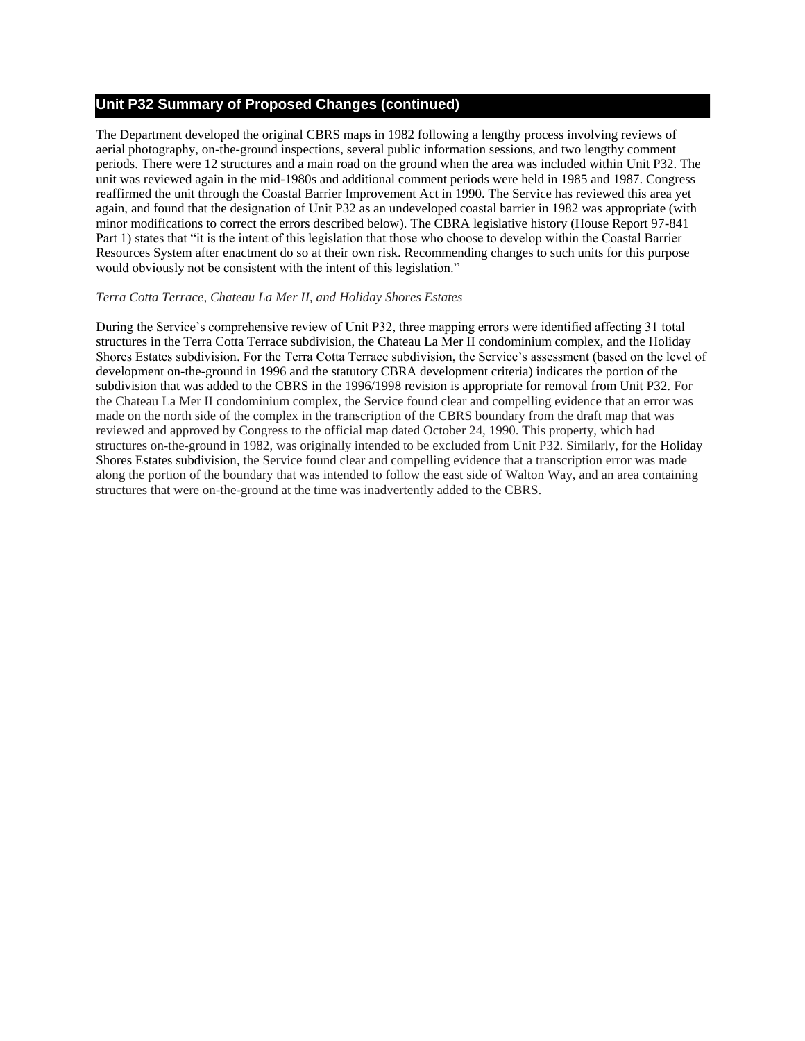## Unit P32 Summary of Proposed Changes (continued)

The Department developed the original CBRS maps in 1982 following a lengthy process involving reviews of aerial photography, on-the-ground inspections, several public information sessions, and two lengthy comment periods. There were 12 structures and a main road on the ground when the area was included within Unit P32. The unit was reviewed again in the mid-1980s and additional comment periods were held in 1985 and 1987. Congress reaffirmed the unit through the Coastal Barrier Improvement Act in 1990. The Service has reviewed this area yet again, and found that the designation of Unit P32 as an undeveloped coastal barrier in 1982 was appropriate (with minor modifications to correct the errors described below). The CBRA legislative history (House Report 97-841 Part 1) states that "it is the intent of this legislation that those who choose to develop within the Coastal Barrier Resources System after enactment do so at their own risk. Recommending changes to such units for this purpose would obviously not be consistent with the intent of this legislation."

*Terra Cotta Terrace, Chateau La Mer II, and Holiday Shores Estates*

During the Service's comprehensive review of Unit P32, three mapping errors were identified affecting 31 total structures in the Terra Cotta Terrace subdivision, the Chateau La Mer II condominium complex, and the Holiday Shores Estates subdivision. For the Terra Cotta Terrace subdivision, the Service's assessment (based on the level of development on-the-ground in 1996 and the statutory CBRA development criteria) indicates the portion of the subdivision that was added to the CBRS in the 1996/1998 revision is appropriate for removal from Unit P32. For the Chateau La Mer II condominium complex, the Service found clear and compelling evidence that an error was made on the north side of the complex in the transcription of the CBRS boundary from the draft map that was reviewed and approved by Congress to the official map dated October 24, 1990. This property, which had structures on-the-ground in 1982, was originally intended to be excluded from Unit P32. Similarly, for the Holiday Shores Estates subdivision, the Service found clear and compelling evidence that a transcription error was made along the portion of the boundary that was intended to follow the east side of Walton Way, and an area containing structures that were on-the-ground at the time was inadvertently added to the CBRS.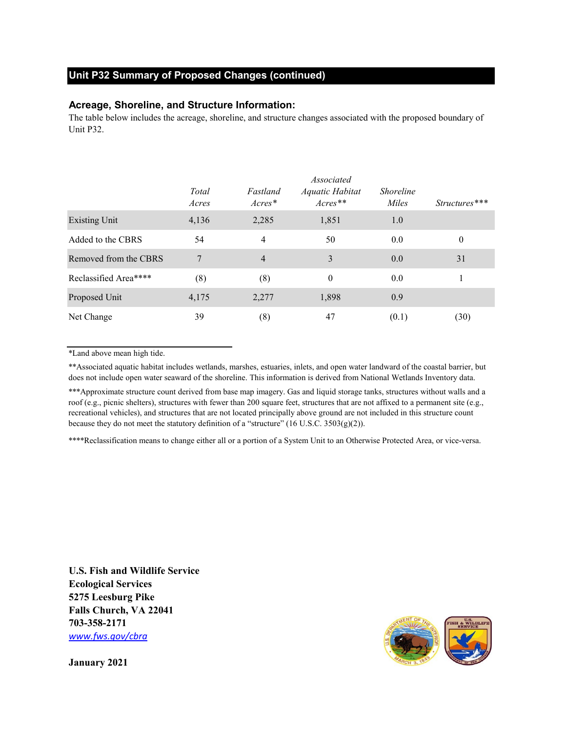## Unit P32 Summary of Proposed Changes (continued)

### Acreage, Shoreline, and Structure Information:

The table below includes the acreage, shoreline, and structure changes associated with the proposed boundary of Unit P32.

| | *Total Acres* | *Fastland Acres\** | *Associated Aquatic Habitat Acres\*\** | *Shoreline Miles* | *Structures\*\*\** |
|---|---|---|---|---|---|
| Existing Unit | 4,136 | 2,285 | 1,851 | 1.0 | |
| Added to the CBRS | 54 | 4 | 50 | 0.0 | 0 |
| Removed from the CBRS | 7 | 4 | 3 | 0.0 | 31 |
| Reclassified Area\*\*\*\* | (8) | (8) | 0 | 0.0 | 1 |
| Proposed Unit | 4,175 | 2,277 | 1,898 | 0.9 | |
| Net Change | 39 | (8) | 47 | (0.1) | (30) |

*Land above mean high tide.

**Associated aquatic habitat includes wetlands, marshes, estuaries, inlets, and open water landward of the coastal barrier, but does not include open water seaward of the shoreline. This information is derived from National Wetlands Inventory data.

***Approximate structure count derived from base map imagery. Gas and liquid storage tanks, structures without walls and a roof (e.g., picnic shelters), structures with fewer than 200 square feet, structures that are not affixed to a permanent site (e.g., recreational vehicles), and structures that are not located principally above ground are not included in this structure count because they do not meet the statutory definition of a "structure" (16 U.S.C. 3503(g)(2)).

****Reclassification means to change either all or a portion of a System Unit to an Otherwise Protected Area, or vice-versa.

**U.S. Fish and Wildlife Service**
**Ecological Services**
**5275 Leesburg Pike**
**Falls Church, VA 22041**
**703-358-2171**
[www.fws.gov/cbra](http://www.fws.gov/cbra)

**January 2021**